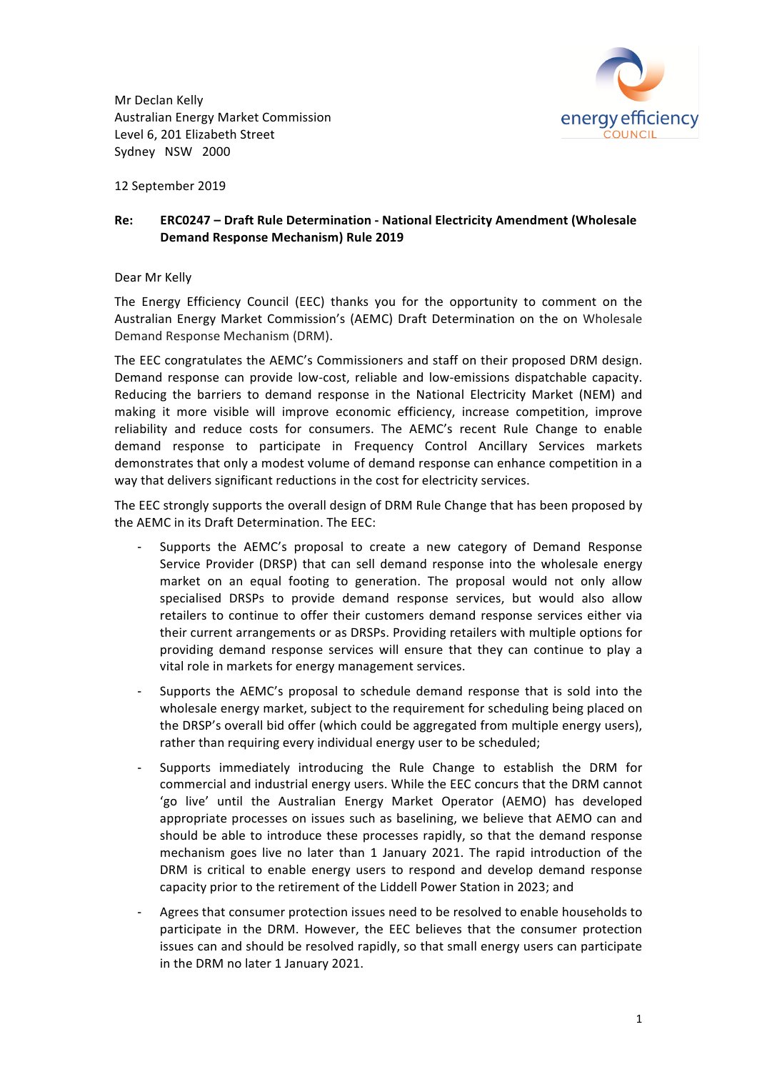Mr Declan Kelly
Australian Energy Market Commission
Level 6, 201 Elizabeth Street
Sydney NSW 2000

12 September 2019

**Re: ERC0247 – Draft Rule Determination - National Electricity Amendment (Wholesale Demand Response Mechanism) Rule 2019**

Dear Mr Kelly

The Energy Efficiency Council (EEC) thanks you for the opportunity to comment on the Australian Energy Market Commission's (AEMC) Draft Determination on the on Wholesale Demand Response Mechanism (DRM).

The EEC congratulates the AEMC's Commissioners and staff on their proposed DRM design. Demand response can provide low-cost, reliable and low-emissions dispatchable capacity. Reducing the barriers to demand response in the National Electricity Market (NEM) and making it more visible will improve economic efficiency, increase competition, improve reliability and reduce costs for consumers. The AEMC's recent Rule Change to enable demand response to participate in Frequency Control Ancillary Services markets demonstrates that only a modest volume of demand response can enhance competition in a way that delivers significant reductions in the cost for electricity services.

The EEC strongly supports the overall design of DRM Rule Change that has been proposed by the AEMC in its Draft Determination. The EEC:

- Supports the AEMC's proposal to create a new category of Demand Response Service Provider (DRSP) that can sell demand response into the wholesale energy market on an equal footing to generation. The proposal would not only allow specialised DRSPs to provide demand response services, but would also allow retailers to continue to offer their customers demand response services either via their current arrangements or as DRSPs. Providing retailers with multiple options for providing demand response services will ensure that they can continue to play a vital role in markets for energy management services.
- Supports the AEMC's proposal to schedule demand response that is sold into the wholesale energy market, subject to the requirement for scheduling being placed on the DRSP's overall bid offer (which could be aggregated from multiple energy users), rather than requiring every individual energy user to be scheduled;
- Supports immediately introducing the Rule Change to establish the DRM for commercial and industrial energy users. While the EEC concurs that the DRM cannot 'go live' until the Australian Energy Market Operator (AEMO) has developed appropriate processes on issues such as baselining, we believe that AEMO can and should be able to introduce these processes rapidly, so that the demand response mechanism goes live no later than 1 January 2021. The rapid introduction of the DRM is critical to enable energy users to respond and develop demand response capacity prior to the retirement of the Liddell Power Station in 2023; and
- Agrees that consumer protection issues need to be resolved to enable households to participate in the DRM. However, the EEC believes that the consumer protection issues can and should be resolved rapidly, so that small energy users can participate in the DRM no later 1 January 2021.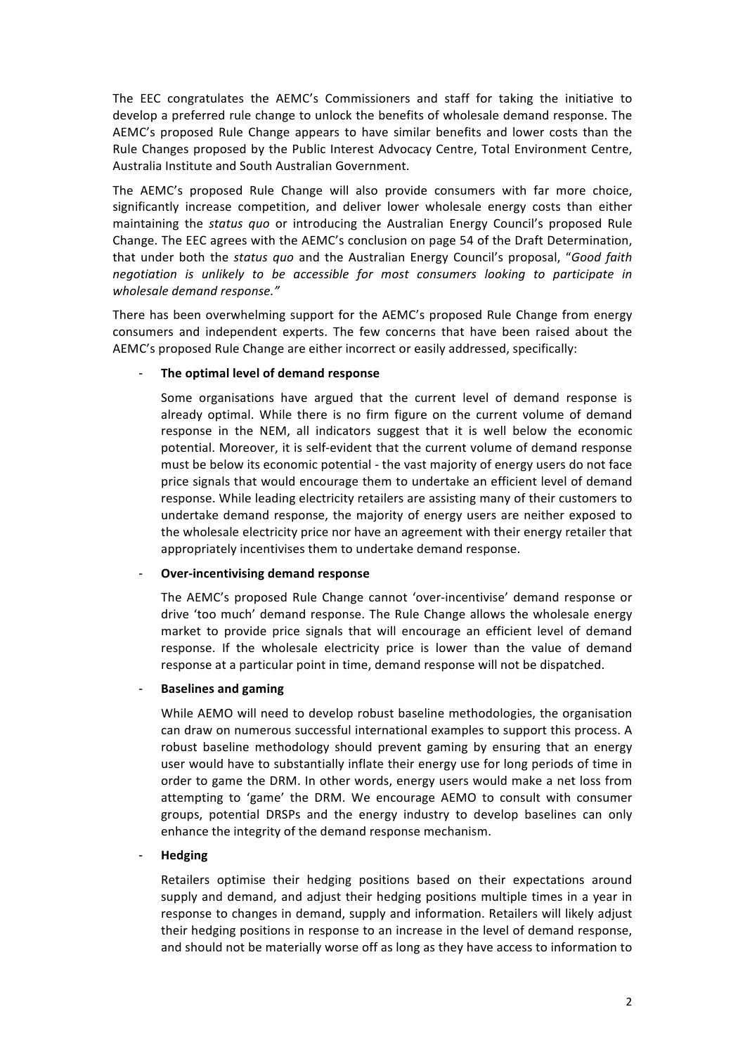The EEC congratulates the AEMC's Commissioners and staff for taking the initiative to develop a preferred rule change to unlock the benefits of wholesale demand response. The AEMC's proposed Rule Change appears to have similar benefits and lower costs than the Rule Changes proposed by the Public Interest Advocacy Centre, Total Environment Centre, Australia Institute and South Australian Government.

The AEMC's proposed Rule Change will also provide consumers with far more choice, significantly increase competition, and deliver lower wholesale energy costs than either maintaining the *status quo* or introducing the Australian Energy Council's proposed Rule Change. The EEC agrees with the AEMC's conclusion on page 54 of the Draft Determination, that under both the *status quo* and the Australian Energy Council's proposal, "*Good faith negotiation is unlikely to be accessible for most consumers looking to participate in wholesale demand response.*"

There has been overwhelming support for the AEMC's proposed Rule Change from energy consumers and independent experts. The few concerns that have been raised about the AEMC's proposed Rule Change are either incorrect or easily addressed, specifically:

- **The optimal level of demand response**

  Some organisations have argued that the current level of demand response is already optimal. While there is no firm figure on the current volume of demand response in the NEM, all indicators suggest that it is well below the economic potential. Moreover, it is self-evident that the current volume of demand response must be below its economic potential - the vast majority of energy users do not face price signals that would encourage them to undertake an efficient level of demand response. While leading electricity retailers are assisting many of their customers to undertake demand response, the majority of energy users are neither exposed to the wholesale electricity price nor have an agreement with their energy retailer that appropriately incentivises them to undertake demand response.

- **Over-incentivising demand response**

  The AEMC's proposed Rule Change cannot 'over-incentivise' demand response or drive 'too much' demand response. The Rule Change allows the wholesale energy market to provide price signals that will encourage an efficient level of demand response. If the wholesale electricity price is lower than the value of demand response at a particular point in time, demand response will not be dispatched.

- **Baselines and gaming**

  While AEMO will need to develop robust baseline methodologies, the organisation can draw on numerous successful international examples to support this process. A robust baseline methodology should prevent gaming by ensuring that an energy user would have to substantially inflate their energy use for long periods of time in order to game the DRM. In other words, energy users would make a net loss from attempting to 'game' the DRM. We encourage AEMO to consult with consumer groups, potential DRSPs and the energy industry to develop baselines can only enhance the integrity of the demand response mechanism.

- **Hedging**

  Retailers optimise their hedging positions based on their expectations around supply and demand, and adjust their hedging positions multiple times in a year in response to changes in demand, supply and information. Retailers will likely adjust their hedging positions in response to an increase in the level of demand response, and should not be materially worse off as long as they have access to information to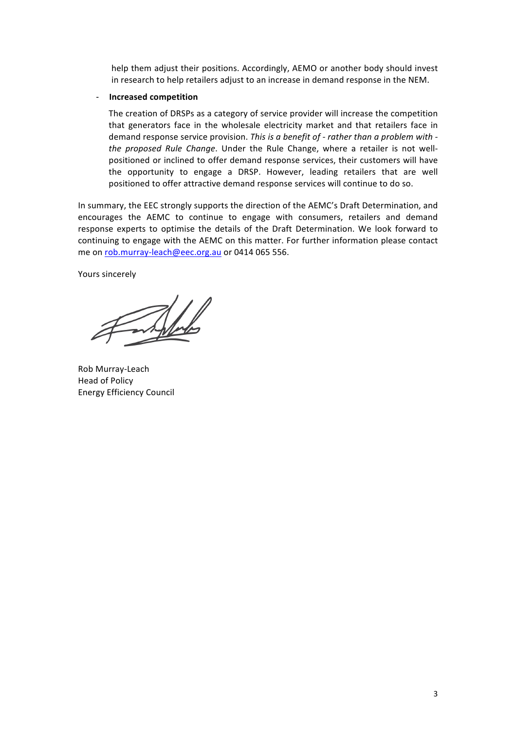help them adjust their positions. Accordingly, AEMO or another body should invest in research to help retailers adjust to an increase in demand response in the NEM.

- **Increased competition**

  The creation of DRSPs as a category of service provider will increase the competition that generators face in the wholesale electricity market and that retailers face in demand response service provision. *This is a benefit of - rather than a problem with - the proposed Rule Change*. Under the Rule Change, where a retailer is not well-positioned or inclined to offer demand response services, their customers will have the opportunity to engage a DRSP. However, leading retailers that are well positioned to offer attractive demand response services will continue to do so.

In summary, the EEC strongly supports the direction of the AEMC's Draft Determination, and encourages the AEMC to continue to engage with consumers, retailers and demand response experts to optimise the details of the Draft Determination. We look forward to continuing to engage with the AEMC on this matter. For further information please contact me on rob.murray-leach@eec.org.au or 0414 065 556.

Yours sincerely

Rob Murray-Leach
Head of Policy
Energy Efficiency Council